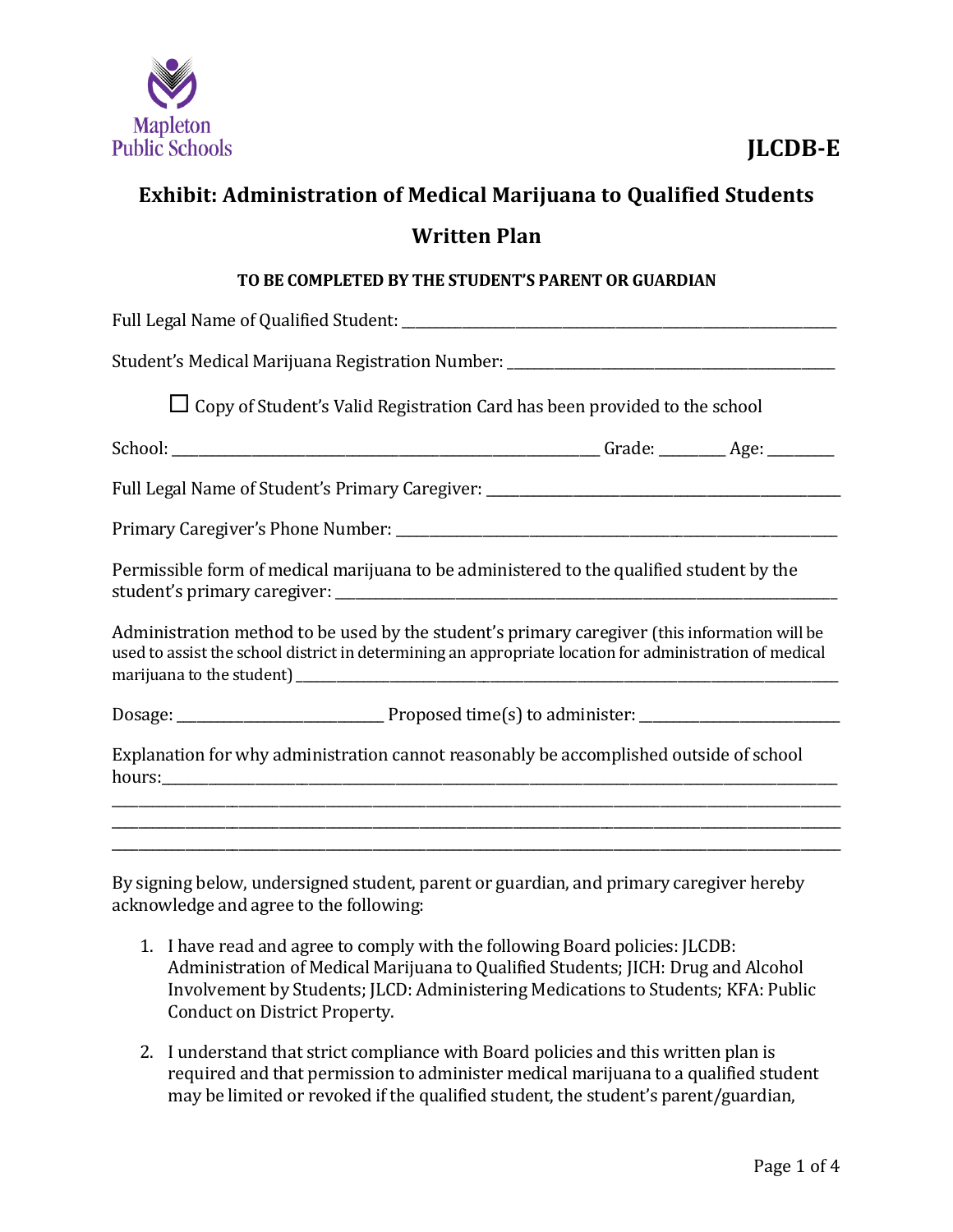Mapleton Public Schools

**JLCDB-E**

# Exhibit: Administration of Medical Marijuana to Qualified Students

## Written Plan

**TO BE COMPLETED BY THE STUDENT'S PARENT OR GUARDIAN**

Full Legal Name of Qualified Student: ____________________________________________

Student's Medical Marijuana Registration Number: ______________________________

☐ Copy of Student's Valid Registration Card has been provided to the school

School: ____________________________________ Grade: _______ Age: _______

Full Legal Name of Student's Primary Caregiver: _________________________________

Primary Caregiver's Phone Number: _______________________________________

Permissible form of medical marijuana to be administered to the qualified student by the student's primary caregiver: ____________________________________________

Administration method to be used by the student's primary caregiver (this information will be used to assist the school district in determining an appropriate location for administration of medical marijuana to the student) ____________________________________________

Dosage: ____________________ Proposed time(s) to administer: ____________________

Explanation for why administration cannot reasonably be accomplished outside of school hours:____________________________________________
____________________________________________
____________________________________________
____________________________________________

By signing below, undersigned student, parent or guardian, and primary caregiver hereby acknowledge and agree to the following:

1. I have read and agree to comply with the following Board policies: JLCDB: Administration of Medical Marijuana to Qualified Students; JICH: Drug and Alcohol Involvement by Students; JLCD: Administering Medications to Students; KFA: Public Conduct on District Property.

2. I understand that strict compliance with Board policies and this written plan is required and that permission to administer medical marijuana to a qualified student may be limited or revoked if the qualified student, the student's parent/guardian,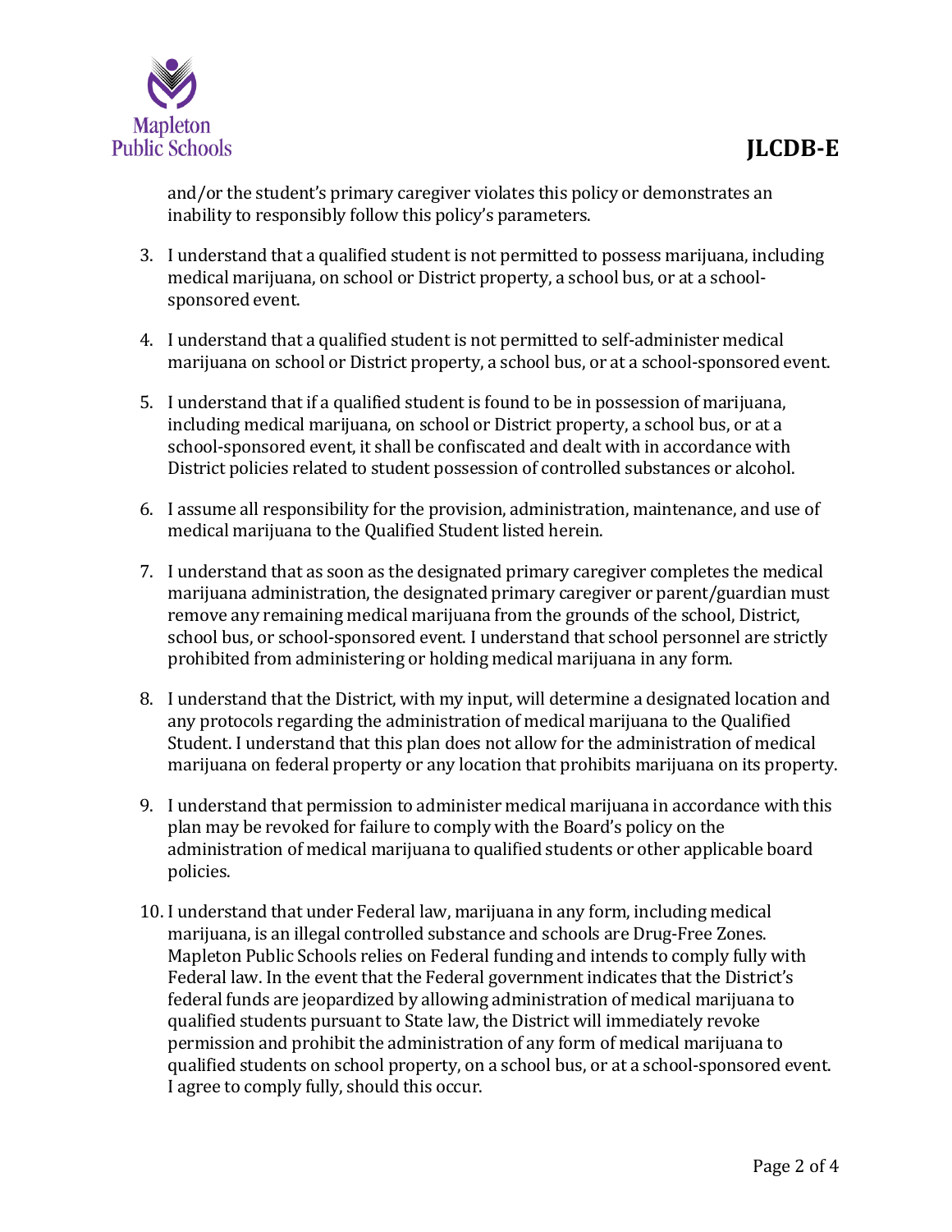and/or the student's primary caregiver violates this policy or demonstrates an inability to responsibly follow this policy's parameters.

3. I understand that a qualified student is not permitted to possess marijuana, including medical marijuana, on school or District property, a school bus, or at a school-sponsored event.

4. I understand that a qualified student is not permitted to self-administer medical marijuana on school or District property, a school bus, or at a school-sponsored event.

5. I understand that if a qualified student is found to be in possession of marijuana, including medical marijuana, on school or District property, a school bus, or at a school-sponsored event, it shall be confiscated and dealt with in accordance with District policies related to student possession of controlled substances or alcohol.

6. I assume all responsibility for the provision, administration, maintenance, and use of medical marijuana to the Qualified Student listed herein.

7. I understand that as soon as the designated primary caregiver completes the medical marijuana administration, the designated primary caregiver or parent/guardian must remove any remaining medical marijuana from the grounds of the school, District, school bus, or school-sponsored event. I understand that school personnel are strictly prohibited from administering or holding medical marijuana in any form.

8. I understand that the District, with my input, will determine a designated location and any protocols regarding the administration of medical marijuana to the Qualified Student. I understand that this plan does not allow for the administration of medical marijuana on federal property or any location that prohibits marijuana on its property.

9. I understand that permission to administer medical marijuana in accordance with this plan may be revoked for failure to comply with the Board's policy on the administration of medical marijuana to qualified students or other applicable board policies.

10. I understand that under Federal law, marijuana in any form, including medical marijuana, is an illegal controlled substance and schools are Drug-Free Zones. Mapleton Public Schools relies on Federal funding and intends to comply fully with Federal law. In the event that the Federal government indicates that the District's federal funds are jeopardized by allowing administration of medical marijuana to qualified students pursuant to State law, the District will immediately revoke permission and prohibit the administration of any form of medical marijuana to qualified students on school property, on a school bus, or at a school-sponsored event. I agree to comply fully, should this occur.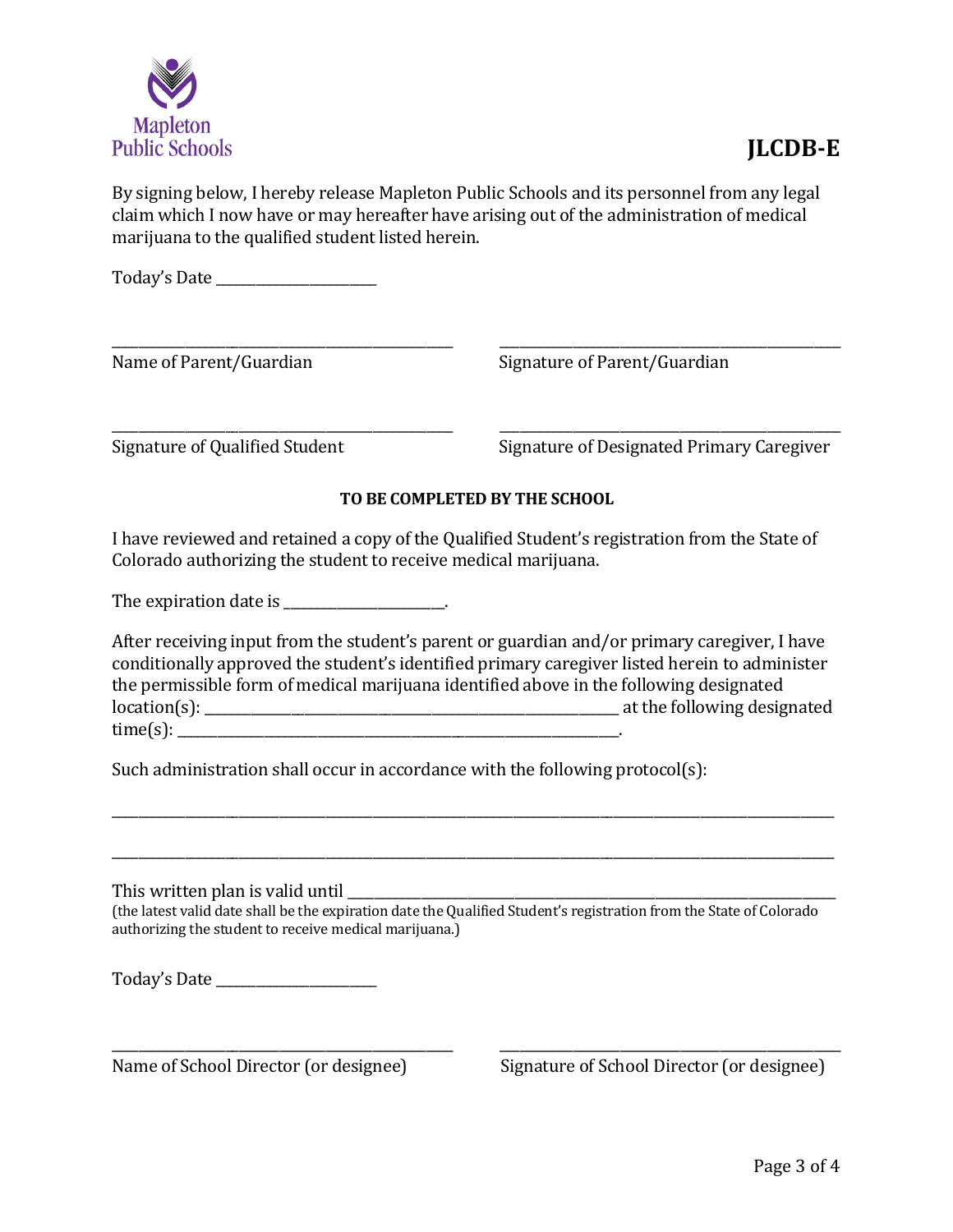JLCDB-E

By signing below, I hereby release Mapleton Public Schools and its personnel from any legal claim which I now have or may hereafter have arising out of the administration of medical marijuana to the qualified student listed herein.

Today's Date ______________________

| | |
|---|---|
| _______________________________________ | _______________________________________ |
| Name of Parent/Guardian | Signature of Parent/Guardian |
| _______________________________________ | _______________________________________ |
| Signature of Qualified Student | Signature of Designated Primary Caregiver |

**TO BE COMPLETED BY THE SCHOOL**

I have reviewed and retained a copy of the Qualified Student's registration from the State of Colorado authorizing the student to receive medical marijuana.

The expiration date is ______________________.

After receiving input from the student's parent or guardian and/or primary caregiver, I have conditionally approved the student's identified primary caregiver listed herein to administer the permissible form of medical marijuana identified above in the following designated location(s): ____________________________________________ at the following designated time(s): ____________________________________________.

Such administration shall occur in accordance with the following protocol(s):

______________________________________________________________________________

______________________________________________________________________________

This written plan is valid until ______________________________________________

(the latest valid date shall be the expiration date the Qualified Student's registration from the State of Colorado authorizing the student to receive medical marijuana.)

Today's Date ______________________

| | |
|---|---|
| _______________________________________ | _______________________________________ |
| Name of School Director (or designee) | Signature of School Director (or designee) |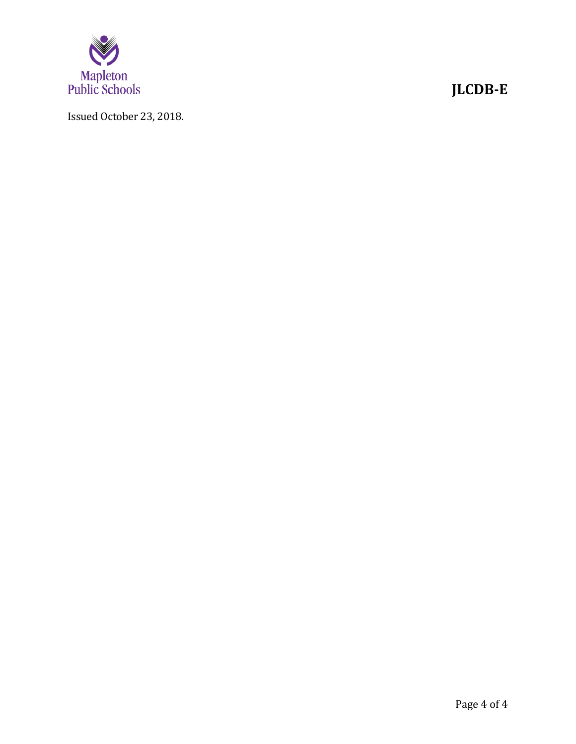Issued October 23, 2018.